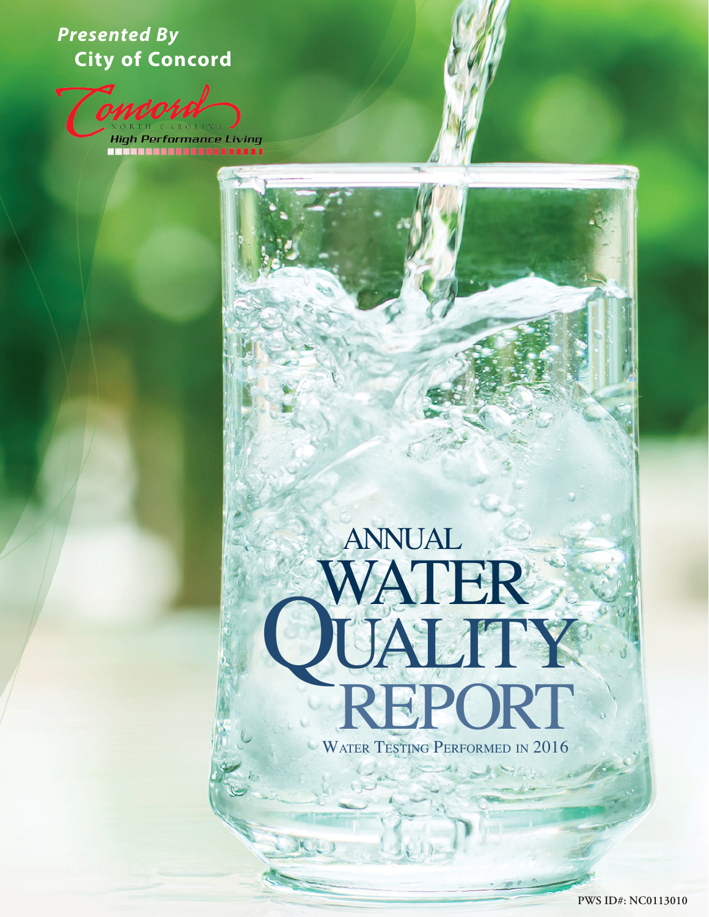*Presented By*
**City of Concord**

Concord
NORTH CAROLINA
*High Performance Living*

# ANNUAL WATER QUALITY REPORT

WATER TESTING PERFORMED IN 2016

PWS ID#: NC0113010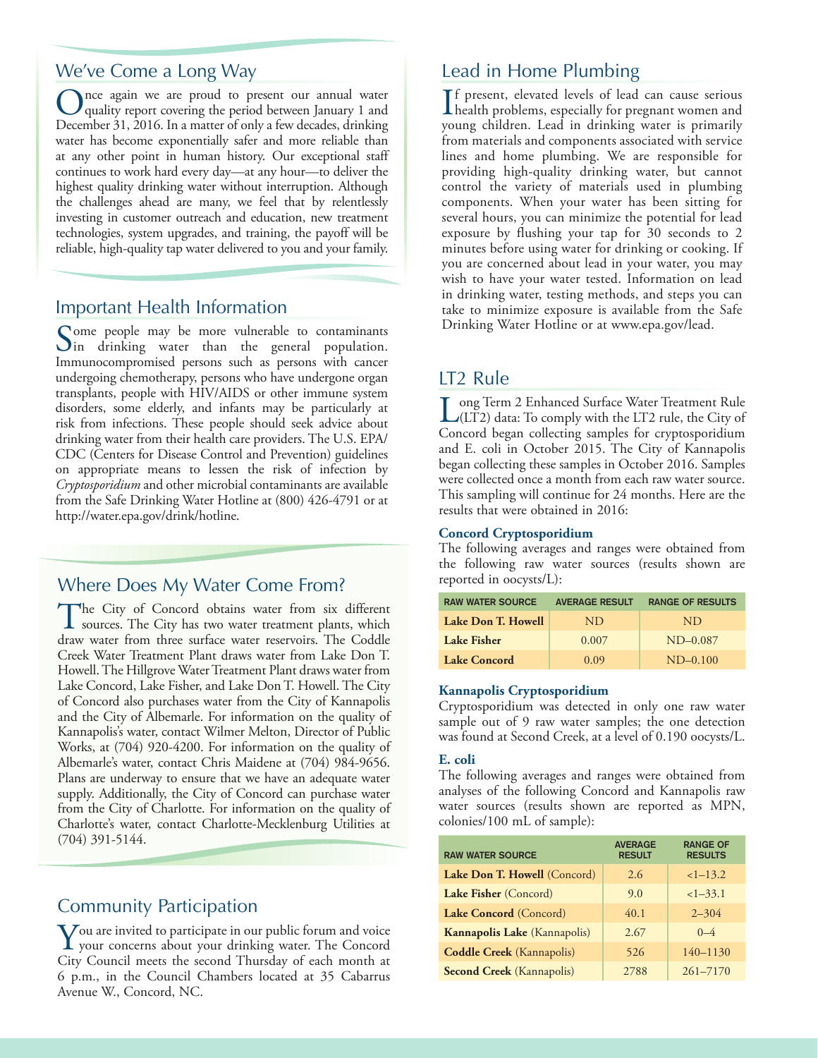## We've Come a Long Way

Once again we are proud to present our annual water quality report covering the period between January 1 and December 31, 2016. In a matter of only a few decades, drinking water has become exponentially safer and more reliable than at any other point in human history. Our exceptional staff continues to work hard every day—at any hour—to deliver the highest quality drinking water without interruption. Although the challenges ahead are many, we feel that by relentlessly investing in customer outreach and education, new treatment technologies, system upgrades, and training, the payoff will be reliable, high-quality tap water delivered to you and your family.

## Important Health Information

Some people may be more vulnerable to contaminants in drinking water than the general population. Immunocompromised persons such as persons with cancer undergoing chemotherapy, persons who have undergone organ transplants, people with HIV/AIDS or other immune system disorders, some elderly, and infants may be particularly at risk from infections. These people should seek advice about drinking water from their health care providers. The U.S. EPA/CDC (Centers for Disease Control and Prevention) guidelines on appropriate means to lessen the risk of infection by *Cryptosporidium* and other microbial contaminants are available from the Safe Drinking Water Hotline at (800) 426-4791 or at http://water.epa.gov/drink/hotline.

## Where Does My Water Come From?

The City of Concord obtains water from six different sources. The City has two water treatment plants, which draw water from three surface water reservoirs. The Coddle Creek Water Treatment Plant draws water from Lake Don T. Howell. The Hillgrove Water Treatment Plant draws water from Lake Concord, Lake Fisher, and Lake Don T. Howell. The City of Concord also purchases water from the City of Kannapolis and the City of Albemarle. For information on the quality of Kannapolis's water, contact Wilmer Melton, Director of Public Works, at (704) 920-4200. For information on the quality of Albemarle's water, contact Chris Maidene at (704) 984-9656. Plans are underway to ensure that we have an adequate water supply. Additionally, the City of Concord can purchase water from the City of Charlotte. For information on the quality of Charlotte's water, contact Charlotte-Mecklenburg Utilities at (704) 391-5144.

## Community Participation

You are invited to participate in our public forum and voice your concerns about your drinking water. The Concord City Council meets the second Thursday of each month at 6 p.m., in the Council Chambers located at 35 Cabarrus Avenue W., Concord, NC.

## Lead in Home Plumbing

If present, elevated levels of lead can cause serious health problems, especially for pregnant women and young children. Lead in drinking water is primarily from materials and components associated with service lines and home plumbing. We are responsible for providing high-quality drinking water, but cannot control the variety of materials used in plumbing components. When your water has been sitting for several hours, you can minimize the potential for lead exposure by flushing your tap for 30 seconds to 2 minutes before using water for drinking or cooking. If you are concerned about lead in your water, you may wish to have your water tested. Information on lead in drinking water, testing methods, and steps you can take to minimize exposure is available from the Safe Drinking Water Hotline or at www.epa.gov/lead.

## LT2 Rule

Long Term 2 Enhanced Surface Water Treatment Rule (LT2) data: To comply with the LT2 rule, the City of Concord began collecting samples for cryptosporidium and E. coli in October 2015. The City of Kannapolis began collecting these samples in October 2016. Samples were collected once a month from each raw water source. This sampling will continue for 24 months. Here are the results that were obtained in 2016:

### Concord Cryptosporidium

The following averages and ranges were obtained from the following raw water sources (results shown are reported in oocysts/L):

| RAW WATER SOURCE | AVERAGE RESULT | RANGE OF RESULTS |
|---|---|---|
| **Lake Don T. Howell** | ND | ND |
| **Lake Fisher** | 0.007 | ND–0.087 |
| **Lake Concord** | 0.09 | ND–0.100 |

### Kannapolis Cryptosporidium

Cryptosporidium was detected in only one raw water sample out of 9 raw water samples; the one detection was found at Second Creek, at a level of 0.190 oocysts/L.

### E. coli

The following averages and ranges were obtained from analyses of the following Concord and Kannapolis raw water sources (results shown are reported as MPN, colonies/100 mL of sample):

| RAW WATER SOURCE | AVERAGE RESULT | RANGE OF RESULTS |
|---|---|---|
| **Lake Don T. Howell** (Concord) | 2.6 | <1–13.2 |
| **Lake Fisher** (Concord) | 9.0 | <1–33.1 |
| **Lake Concord** (Concord) | 40.1 | 2–304 |
| **Kannapolis Lake** (Kannapolis) | 2.67 | 0–4 |
| **Coddle Creek** (Kannapolis) | 526 | 140–1130 |
| **Second Creek** (Kannapolis) | 2788 | 261–7170 |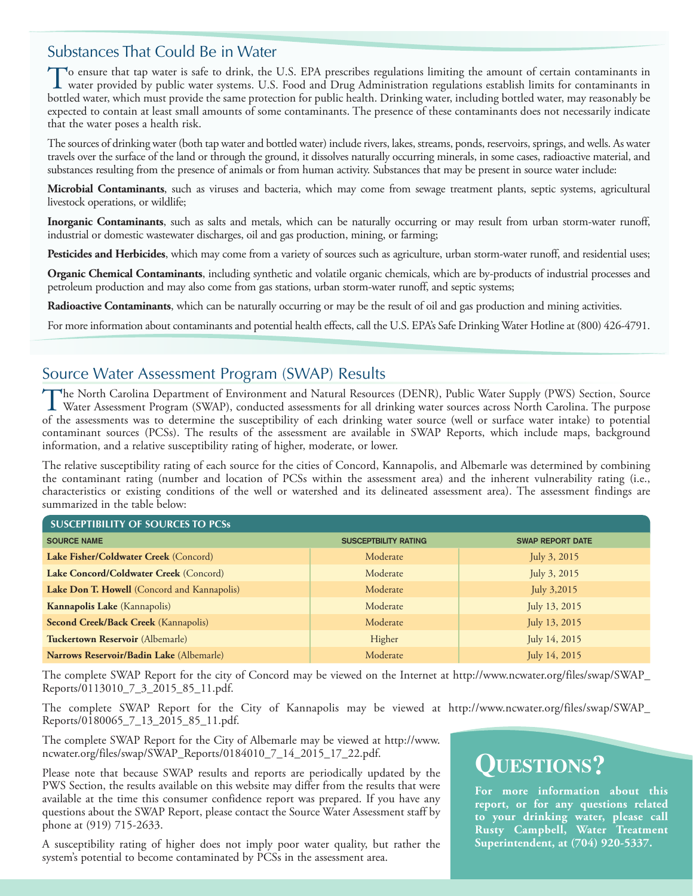## Substances That Could Be in Water

To ensure that tap water is safe to drink, the U.S. EPA prescribes regulations limiting the amount of certain contaminants in water provided by public water systems. U.S. Food and Drug Administration regulations establish limits for contaminants in bottled water, which must provide the same protection for public health. Drinking water, including bottled water, may reasonably be expected to contain at least small amounts of some contaminants. The presence of these contaminants does not necessarily indicate that the water poses a health risk.

The sources of drinking water (both tap water and bottled water) include rivers, lakes, streams, ponds, reservoirs, springs, and wells. As water travels over the surface of the land or through the ground, it dissolves naturally occurring minerals, in some cases, radioactive material, and substances resulting from the presence of animals or from human activity. Substances that may be present in source water include:

**Microbial Contaminants**, such as viruses and bacteria, which may come from sewage treatment plants, septic systems, agricultural livestock operations, or wildlife;

**Inorganic Contaminants**, such as salts and metals, which can be naturally occurring or may result from urban storm-water runoff, industrial or domestic wastewater discharges, oil and gas production, mining, or farming;

**Pesticides and Herbicides**, which may come from a variety of sources such as agriculture, urban storm-water runoff, and residential uses;

**Organic Chemical Contaminants**, including synthetic and volatile organic chemicals, which are by-products of industrial processes and petroleum production and may also come from gas stations, urban storm-water runoff, and septic systems;

**Radioactive Contaminants**, which can be naturally occurring or may be the result of oil and gas production and mining activities.

For more information about contaminants and potential health effects, call the U.S. EPA's Safe Drinking Water Hotline at (800) 426-4791.

## Source Water Assessment Program (SWAP) Results

The North Carolina Department of Environment and Natural Resources (DENR), Public Water Supply (PWS) Section, Source Water Assessment Program (SWAP), conducted assessments for all drinking water sources across North Carolina. The purpose of the assessments was to determine the susceptibility of each drinking water source (well or surface water intake) to potential contaminant sources (PCSs). The results of the assessment are available in SWAP Reports, which include maps, background information, and a relative susceptibility rating of higher, moderate, or lower.

The relative susceptibility rating of each source for the cities of Concord, Kannapolis, and Albemarle was determined by combining the contaminant rating (number and location of PCSs within the assessment area) and the inherent vulnerability rating (i.e., characteristics or existing conditions of the well or watershed and its delineated assessment area). The assessment findings are summarized in the table below:

**SUSCEPTIBILITY OF SOURCES TO PCSs**

| SOURCE NAME | SUSCEPTBILITY RATING | SWAP REPORT DATE |
|---|---|---|
| **Lake Fisher/Coldwater Creek** (Concord) | Moderate | July 3, 2015 |
| **Lake Concord/Coldwater Creek** (Concord) | Moderate | July 3, 2015 |
| **Lake Don T. Howell** (Concord and Kannapolis) | Moderate | July 3,2015 |
| **Kannapolis Lake** (Kannapolis) | Moderate | July 13, 2015 |
| **Second Creek/Back Creek** (Kannapolis) | Moderate | July 13, 2015 |
| **Tuckertown Reservoir** (Albemarle) | Higher | July 14, 2015 |
| **Narrows Reservoir/Badin Lake** (Albemarle) | Moderate | July 14, 2015 |

The complete SWAP Report for the city of Concord may be viewed on the Internet at http://www.ncwater.org/files/swap/SWAP_Reports/0113010_7_3_2015_85_11.pdf.

The complete SWAP Report for the City of Kannapolis may be viewed at http://www.ncwater.org/files/swap/SWAP_Reports/0180065_7_13_2015_85_11.pdf.

The complete SWAP Report for the City of Albemarle may be viewed at http://www.ncwater.org/files/swap/SWAP_Reports/0184010_7_14_2015_17_22.pdf.

Please note that because SWAP results and reports are periodically updated by the PWS Section, the results available on this website may differ from the results that were available at the time this consumer confidence report was prepared. If you have any questions about the SWAP Report, please contact the Source Water Assessment staff by phone at (919) 715-2633.

A susceptibility rating of higher does not imply poor water quality, but rather the system's potential to become contaminated by PCSs in the assessment area.

## Questions?

**For more information about this report, or for any questions related to your drinking water, please call Rusty Campbell, Water Treatment Superintendent, at (704) 920-5337.**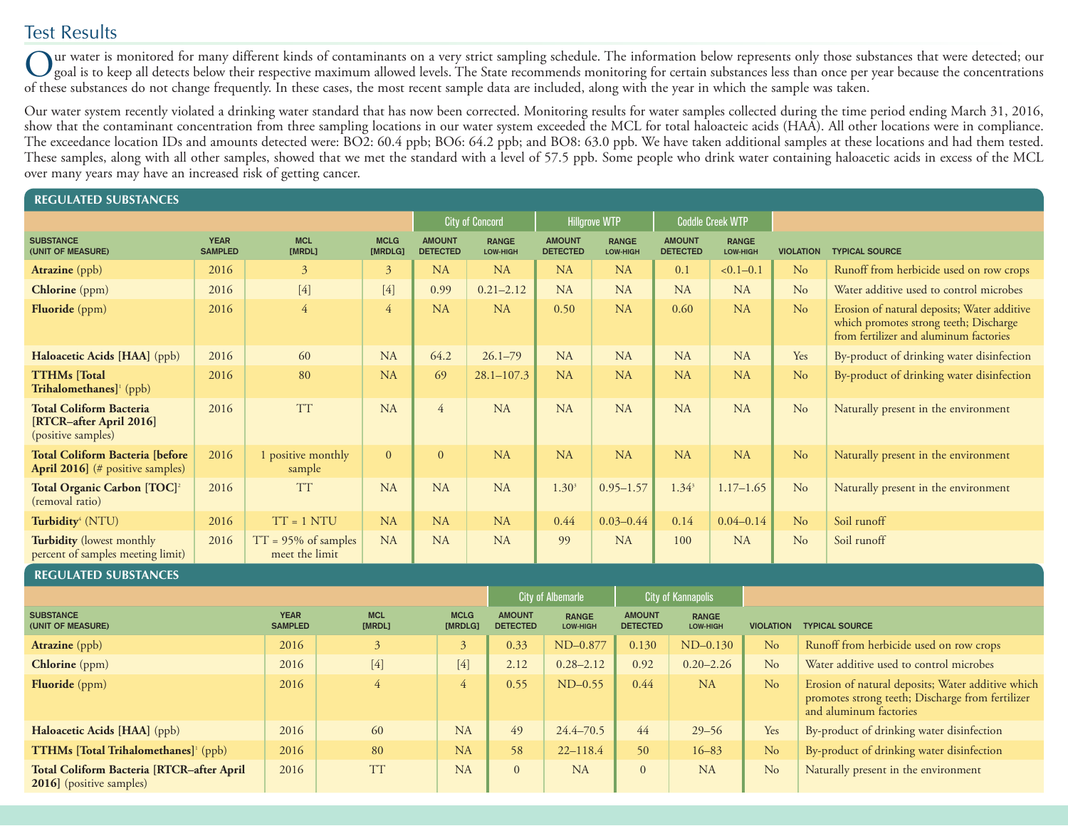## Test Results

Our water is monitored for many different kinds of contaminants on a very strict sampling schedule. The information below represents only those substances that were detected; our goal is to keep all detects below their respective maximum allowed levels. The State recommends monitoring for certain substances less than once per year because the concentrations of these substances do not change frequently. In these cases, the most recent sample data are included, along with the year in which the sample was taken.

Our water system recently violated a drinking water standard that has now been corrected. Monitoring results for water samples collected during the time period ending March 31, 2016, show that the contaminant concentration from three sampling locations in our water system exceeded the MCL for total haloacetic acids (HAA). All other locations were in compliance. The exceedance location IDs and amounts detected were: BO2: 60.4 ppb; BO6: 64.2 ppb; and BO8: 63.0 ppb. We have taken additional samples at these locations and had them tested. These samples, along with all other samples, showed that we met the standard with a level of 57.5 ppb. Some people who drink water containing haloacetic acids in excess of the MCL over many years may have an increased risk of getting cancer.

### REGULATED SUBSTANCES

| | | | | City of Concord | | Hillgrove WTP | | Coddle Creek WTP | | | |
|---|---|---|---|---|---|---|---|---|---|---|---|
| SUBSTANCE (UNIT OF MEASURE) | YEAR SAMPLED | MCL [MRDL] | MCLG [MRDLG] | AMOUNT DETECTED | RANGE LOW-HIGH | AMOUNT DETECTED | RANGE LOW-HIGH | AMOUNT DETECTED | RANGE LOW-HIGH | VIOLATION | TYPICAL SOURCE |
| **Atrazine** (ppb) | 2016 | 3 | 3 | NA | NA | NA | NA | 0.1 | <0.1–0.1 | No | Runoff from herbicide used on row crops |
| **Chlorine** (ppm) | 2016 | [4] | [4] | 0.99 | 0.21–2.12 | NA | NA | NA | NA | No | Water additive used to control microbes |
| **Fluoride** (ppm) | 2016 | 4 | 4 | NA | NA | 0.50 | NA | 0.60 | NA | No | Erosion of natural deposits; Water additive which promotes strong teeth; Discharge from fertilizer and aluminum factories |
| **Haloacetic Acids [HAA]** (ppb) | 2016 | 60 | NA | 64.2 | 26.1–79 | NA | NA | NA | NA | Yes | By-product of drinking water disinfection |
| **TTHMs [Total Trihalomethanes]**[1] (ppb) | 2016 | 80 | NA | 69 | 28.1–107.3 | NA | NA | NA | NA | No | By-product of drinking water disinfection |
| **Total Coliform Bacteria [RTCR–after April 2016]** (positive samples) | 2016 | TT | NA | 4 | NA | NA | NA | NA | NA | No | Naturally present in the environment |
| **Total Coliform Bacteria [before April 2016]** (# positive samples) | 2016 | 1 positive monthly sample | 0 | 0 | NA | NA | NA | NA | NA | No | Naturally present in the environment |
| **Total Organic Carbon [TOC]**[2] (removal ratio) | 2016 | TT | NA | NA | NA | 1.30[3] | 0.95–1.57 | 1.34[3] | 1.17–1.65 | No | Naturally present in the environment |
| **Turbidity**[4] (NTU) | 2016 | TT = 1 NTU | NA | NA | NA | 0.44 | 0.03–0.44 | 0.14 | 0.04–0.14 | No | Soil runoff |
| **Turbidity** (lowest monthly percent of samples meeting limit) | 2016 | TT = 95% of samples meet the limit | NA | NA | NA | 99 | NA | 100 | NA | No | Soil runoff |

### REGULATED SUBSTANCES

| | | | | City of Albemarle | | City of Kannapolis | | | |
|---|---|---|---|---|---|---|---|---|---|
| SUBSTANCE (UNIT OF MEASURE) | YEAR SAMPLED | MCL [MRDL] | MCLG [MRDLG] | AMOUNT DETECTED | RANGE LOW-HIGH | AMOUNT DETECTED | RANGE LOW-HIGH | VIOLATION | TYPICAL SOURCE |
| **Atrazine** (ppb) | 2016 | 3 | 3 | 0.33 | ND–0.877 | 0.130 | ND–0.130 | No | Runoff from herbicide used on row crops |
| **Chlorine** (ppm) | 2016 | [4] | [4] | 2.12 | 0.28–2.12 | 0.92 | 0.20–2.26 | No | Water additive used to control microbes |
| **Fluoride** (ppm) | 2016 | 4 | 4 | 0.55 | ND–0.55 | 0.44 | NA | No | Erosion of natural deposits; Water additive which promotes strong teeth; Discharge from fertilizer and aluminum factories |
| **Haloacetic Acids [HAA]** (ppb) | 2016 | 60 | NA | 49 | 24.4–70.5 | 44 | 29–56 | Yes | By-product of drinking water disinfection |
| **TTHMs [Total Trihalomethanes]**[1] (ppb) | 2016 | 80 | NA | 58 | 22–118.4 | 50 | 16–83 | No | By-product of drinking water disinfection |
| **Total Coliform Bacteria [RTCR–after April 2016]** (positive samples) | 2016 | TT | NA | 0 | NA | 0 | NA | No | Naturally present in the environment |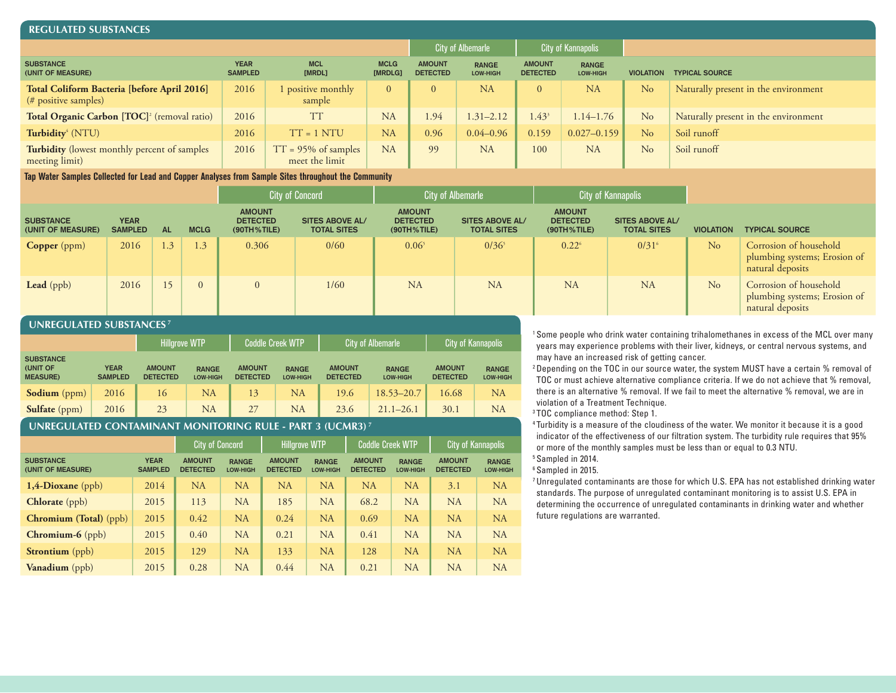## REGULATED SUBSTANCES

| SUBSTANCE (UNIT OF MEASURE) | YEAR SAMPLED | MCL [MRDL] | MCLG [MRDLG] | City of Albemarle | | City of Kannapolis | | VIOLATION | TYPICAL SOURCE |
|---|---|---|---|---|---|---|---|---|---|
| | | | | AMOUNT DETECTED | RANGE LOW-HIGH | AMOUNT DETECTED | RANGE LOW-HIGH | | |
| **Total Coliform Bacteria [before April 2016]** (# positive samples) | 2016 | 1 positive monthly sample | 0 | 0 | NA | 0 | NA | No | Naturally present in the environment |
| **Total Organic Carbon [TOC]**[2] (removal ratio) | 2016 | TT | NA | 1.94 | 1.31–2.12 | 1.43[3] | 1.14–1.76 | No | Naturally present in the environment |
| **Turbidity**[4] (NTU) | 2016 | TT = 1 NTU | NA | 0.96 | 0.04–0.96 | 0.159 | 0.027–0.159 | No | Soil runoff |
| **Turbidity** (lowest monthly percent of samples meeting limit) | 2016 | TT = 95% of samples meet the limit | NA | 99 | NA | 100 | NA | No | Soil runoff |

### Tap Water Samples Collected for Lead and Copper Analyses from Sample Sites throughout the Community

| SUBSTANCE (UNIT OF MEASURE) | YEAR SAMPLED | AL | MCLG | City of Concord | | City of Albemarle | | City of Kannapolis | | VIOLATION | TYPICAL SOURCE |
|---|---|---|---|---|---|---|---|---|---|---|---|
| | | | | AMOUNT DETECTED (90TH%TILE) | SITES ABOVE AL/ TOTAL SITES | AMOUNT DETECTED (90TH%TILE) | SITES ABOVE AL/ TOTAL SITES | AMOUNT DETECTED (90TH%TILE) | SITES ABOVE AL/ TOTAL SITES | | |
| **Copper** (ppm) | 2016 | 1.3 | 1.3 | 0.306 | 0/60 | 0.06[5] | 0/36[5] | 0.22[6] | 0/31[6] | No | Corrosion of household plumbing systems; Erosion of natural deposits |
| **Lead** (ppb) | 2016 | 15 | 0 | 0 | 1/60 | NA | NA | NA | NA | No | Corrosion of household plumbing systems; Erosion of natural deposits |

## UNREGULATED SUBSTANCES[7]

| SUBSTANCE (UNIT OF MEASURE) | YEAR SAMPLED | Hillgrove WTP | | Coddle Creek WTP | | City of Albemarle | | City of Kannapolis | |
|---|---|---|---|---|---|---|---|---|---|
| | | AMOUNT DETECTED | RANGE LOW-HIGH | AMOUNT DETECTED | RANGE LOW-HIGH | AMOUNT DETECTED | RANGE LOW-HIGH | AMOUNT DETECTED | RANGE LOW-HIGH |
| **Sodium** (ppm) | 2016 | 16 | NA | 13 | NA | 19.6 | 18.53–20.7 | 16.68 | NA |
| **Sulfate** (ppm) | 2016 | 23 | NA | 27 | NA | 23.6 | 21.1–26.1 | 30.1 | NA |

## UNREGULATED CONTAMINANT MONITORING RULE - PART 3 (UCMR3)[7]

| SUBSTANCE (UNIT OF MEASURE) | YEAR SAMPLED | City of Concord | | Hillgrove WTP | | Coddle Creek WTP | | City of Kannapolis | |
|---|---|---|---|---|---|---|---|---|---|
| | | AMOUNT DETECTED | RANGE LOW-HIGH | AMOUNT DETECTED | RANGE LOW-HIGH | AMOUNT DETECTED | RANGE LOW-HIGH | AMOUNT DETECTED | RANGE LOW-HIGH |
| **1,4-Dioxane** (ppb) | 2014 | NA | NA | NA | NA | NA | NA | 3.1 | NA |
| **Chlorate** (ppb) | 2015 | 113 | NA | 185 | NA | 68.2 | NA | NA | NA |
| **Chromium (Total)** (ppb) | 2015 | 0.42 | NA | 0.24 | NA | 0.69 | NA | NA | NA |
| **Chromium-6** (ppb) | 2015 | 0.40 | NA | 0.21 | NA | 0.41 | NA | NA | NA |
| **Strontium** (ppb) | 2015 | 129 | NA | 133 | NA | 128 | NA | NA | NA |
| **Vanadium** (ppb) | 2015 | 0.28 | NA | 0.44 | NA | 0.21 | NA | NA | NA |

[1] Some people who drink water containing trihalomethanes in excess of the MCL over many years may experience problems with their liver, kidneys, or central nervous systems, and may have an increased risk of getting cancer.

[2] Depending on the TOC in our source water, the system MUST have a certain % removal of TOC or must achieve alternative compliance criteria. If we do not achieve that % removal, there is an alternative % removal. If we fail to meet the alternative % removal, we are in violation of a Treatment Technique.

[3] TOC compliance method: Step 1.

[4] Turbidity is a measure of the cloudiness of the water. We monitor it because it is a good indicator of the effectiveness of our filtration system. The turbidity rule requires that 95% or more of the monthly samples must be less than or equal to 0.3 NTU.

[5] Sampled in 2014.

[6] Sampled in 2015.

[7] Unregulated contaminants are those for which U.S. EPA has not established drinking water standards. The purpose of unregulated contaminant monitoring is to assist U.S. EPA in determining the occurrence of unregulated contaminants in drinking water and whether future regulations are warranted.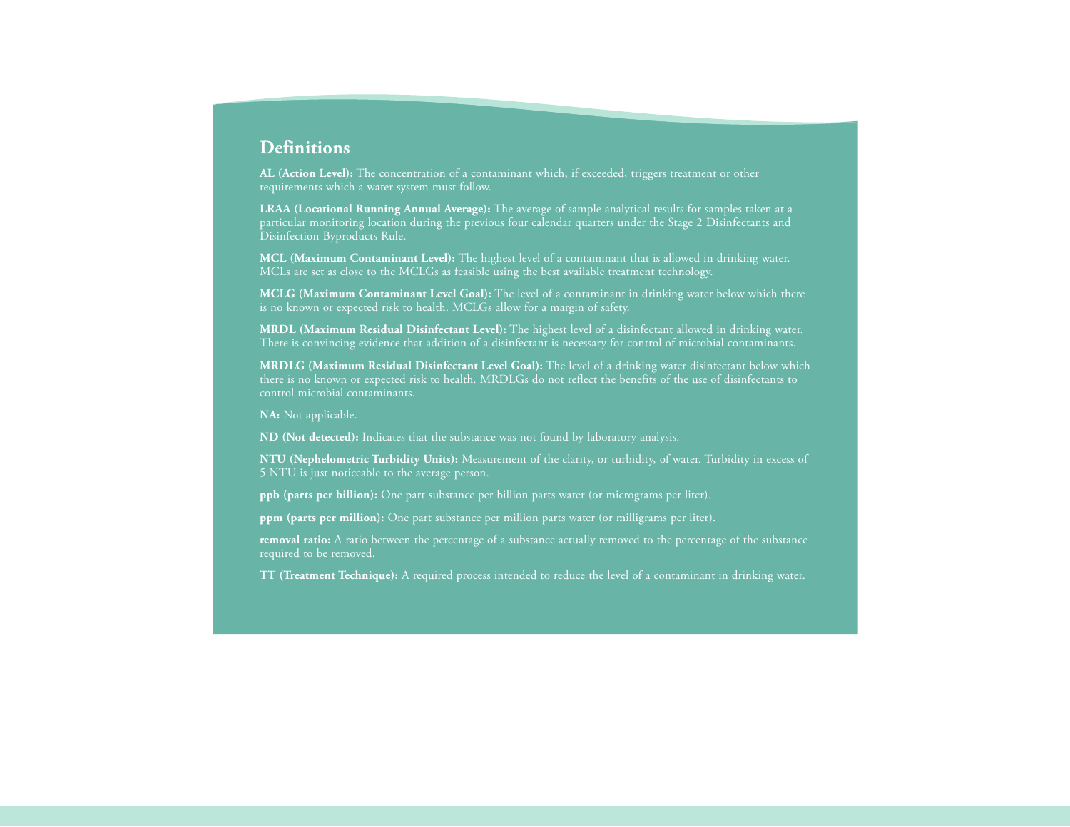## Definitions

**AL (Action Level):** The concentration of a contaminant which, if exceeded, triggers treatment or other requirements which a water system must follow.

**LRAA (Locational Running Annual Average):** The average of sample analytical results for samples taken at a particular monitoring location during the previous four calendar quarters under the Stage 2 Disinfectants and Disinfection Byproducts Rule.

**MCL (Maximum Contaminant Level):** The highest level of a contaminant that is allowed in drinking water. MCLs are set as close to the MCLGs as feasible using the best available treatment technology.

**MCLG (Maximum Contaminant Level Goal):** The level of a contaminant in drinking water below which there is no known or expected risk to health. MCLGs allow for a margin of safety.

**MRDL (Maximum Residual Disinfectant Level):** The highest level of a disinfectant allowed in drinking water. There is convincing evidence that addition of a disinfectant is necessary for control of microbial contaminants.

**MRDLG (Maximum Residual Disinfectant Level Goal):** The level of a drinking water disinfectant below which there is no known or expected risk to health. MRDLGs do not reflect the benefits of the use of disinfectants to control microbial contaminants.

**NA:** Not applicable.

**ND (Not detected):** Indicates that the substance was not found by laboratory analysis.

**NTU (Nephelometric Turbidity Units):** Measurement of the clarity, or turbidity, of water. Turbidity in excess of 5 NTU is just noticeable to the average person.

**ppb (parts per billion):** One part substance per billion parts water (or micrograms per liter).

**ppm (parts per million):** One part substance per million parts water (or milligrams per liter).

**removal ratio:** A ratio between the percentage of a substance actually removed to the percentage of the substance required to be removed.

**TT (Treatment Technique):** A required process intended to reduce the level of a contaminant in drinking water.